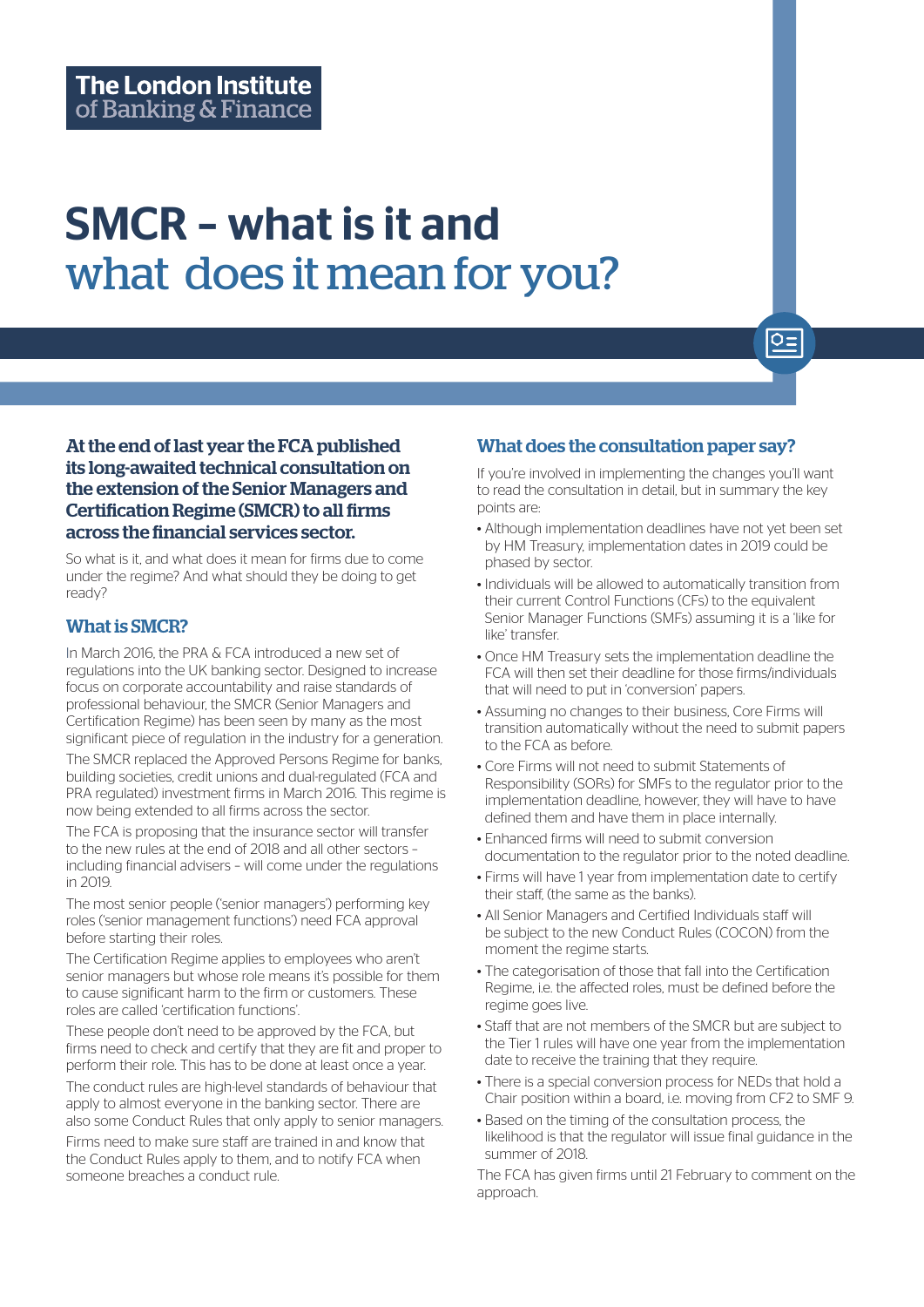The London Institute of Banking & Finance

# SMCR – what is it and what does it mean for you?

**At the end of last year the FCA published its long-awaited technical consultation on the extension of the Senior Managers and Certification Regime (SMCR) to all firms across the financial services sector.**

So what is it, and what does it mean for firms due to come under the regime? And what should they be doing to get ready?

## What is SMCR?

In March 2016, the PRA & FCA introduced a new set of regulations into the UK banking sector. Designed to increase focus on corporate accountability and raise standards of professional behaviour, the SMCR (Senior Managers and Certification Regime) has been seen by many as the most significant piece of regulation in the industry for a generation.

The SMCR replaced the Approved Persons Regime for banks, building societies, credit unions and dual-regulated (FCA and PRA regulated) investment firms in March 2016. This regime is now being extended to all firms across the sector.

The FCA is proposing that the insurance sector will transfer to the new rules at the end of 2018 and all other sectors – including financial advisers – will come under the regulations in 2019.

The most senior people ('senior managers') performing key roles ('senior management functions') need FCA approval before starting their roles.

The Certification Regime applies to employees who aren't senior managers but whose role means it's possible for them to cause significant harm to the firm or customers. These roles are called 'certification functions'.

These people don't need to be approved by the FCA, but firms need to check and certify that they are fit and proper to perform their role. This has to be done at least once a year.

The conduct rules are high-level standards of behaviour that apply to almost everyone in the banking sector. There are also some Conduct Rules that only apply to senior managers.

Firms need to make sure staff are trained in and know that the Conduct Rules apply to them, and to notify FCA when someone breaches a conduct rule.

## What does the consultation paper say?

If you're involved in implementing the changes you'll want to read the consultation in detail, but in summary the key points are:

- Although implementation deadlines have not yet been set by HM Treasury, implementation dates in 2019 could be phased by sector.
- Individuals will be allowed to automatically transition from their current Control Functions (CFs) to the equivalent Senior Manager Functions (SMFs) assuming it is a 'like for like' transfer.
- Once HM Treasury sets the implementation deadline the FCA will then set their deadline for those firms/individuals that will need to put in 'conversion' papers.
- Assuming no changes to their business, Core Firms will transition automatically without the need to submit papers to the FCA as before.
- Core Firms will not need to submit Statements of Responsibility (SORs) for SMFs to the regulator prior to the implementation deadline, however, they will have to have defined them and have them in place internally.
- Enhanced firms will need to submit conversion documentation to the regulator prior to the noted deadline.
- Firms will have 1 year from implementation date to certify their staff, (the same as the banks).
- All Senior Managers and Certified Individuals staff will be subject to the new Conduct Rules (COCON) from the moment the regime starts.
- The categorisation of those that fall into the Certification Regime, i.e. the affected roles, must be defined before the regime goes live.
- Staff that are not members of the SMCR but are subject to the Tier 1 rules will have one year from the implementation date to receive the training that they require.
- There is a special conversion process for NEDs that hold a Chair position within a board, i.e. moving from CF2 to SMF 9.
- Based on the timing of the consultation process, the likelihood is that the regulator will issue final guidance in the summer of 2018.

The FCA has given firms until 21 February to comment on the approach.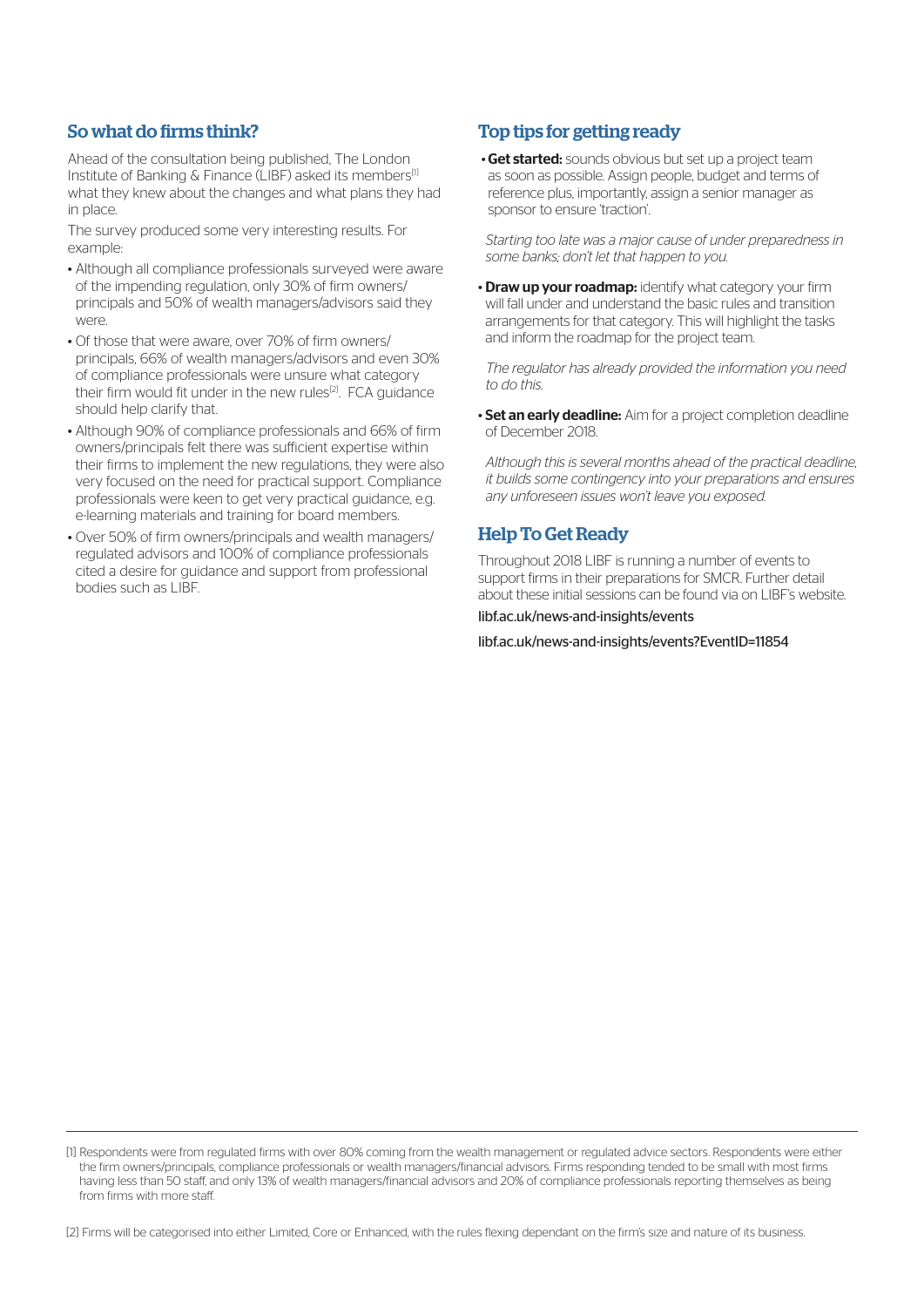## So what do firms think?

Ahead of the consultation being published, The London Institute of Banking & Finance (LIBF) asked its members[1] what they knew about the changes and what plans they had in place.

The survey produced some very interesting results. For example:

- Although all compliance professionals surveyed were aware of the impending regulation, only 30% of firm owners/principals and 50% of wealth managers/advisors said they were.
- Of those that were aware, over 70% of firm owners/principals, 66% of wealth managers/advisors and even 30% of compliance professionals were unsure what category their firm would fit under in the new rules[2]. FCA guidance should help clarify that.
- Although 90% of compliance professionals and 66% of firm owners/principals felt there was sufficient expertise within their firms to implement the new regulations, they were also very focused on the need for practical support. Compliance professionals were keen to get very practical guidance, e.g. e-learning materials and training for board members.
- Over 50% of firm owners/principals and wealth managers/regulated advisors and 100% of compliance professionals cited a desire for guidance and support from professional bodies such as LIBF.

## Top tips for getting ready

- **Get started:** sounds obvious but set up a project team as soon as possible. Assign people, budget and terms of reference plus, importantly, assign a senior manager as sponsor to ensure 'traction'.

  *Starting too late was a major cause of under preparedness in some banks; don't let that happen to you.*

- **Draw up your roadmap:** identify what category your firm will fall under and understand the basic rules and transition arrangements for that category. This will highlight the tasks and inform the roadmap for the project team.

  *The regulator has already provided the information you need to do this.*

- **Set an early deadline:** Aim for a project completion deadline of December 2018.

  *Although this is several months ahead of the practical deadline, it builds some contingency into your preparations and ensures any unforeseen issues won't leave you exposed.*

## Help To Get Ready

Throughout 2018 LIBF is running a number of events to support firms in their preparations for SMCR. Further detail about these initial sessions can be found via on LIBF's website.

libf.ac.uk/news-and-insights/events

libf.ac.uk/news-and-insights/events?EventID=11854

---

[1] Respondents were from regulated firms with over 80% coming from the wealth management or regulated advice sectors. Respondents were either the firm owners/principals, compliance professionals or wealth managers/financial advisors. Firms responding tended to be small with most firms having less than 50 staff, and only 13% of wealth managers/financial advisors and 20% of compliance professionals reporting themselves as being from firms with more staff.

[2] Firms will be categorised into either Limited, Core or Enhanced, with the rules flexing dependant on the firm's size and nature of its business.